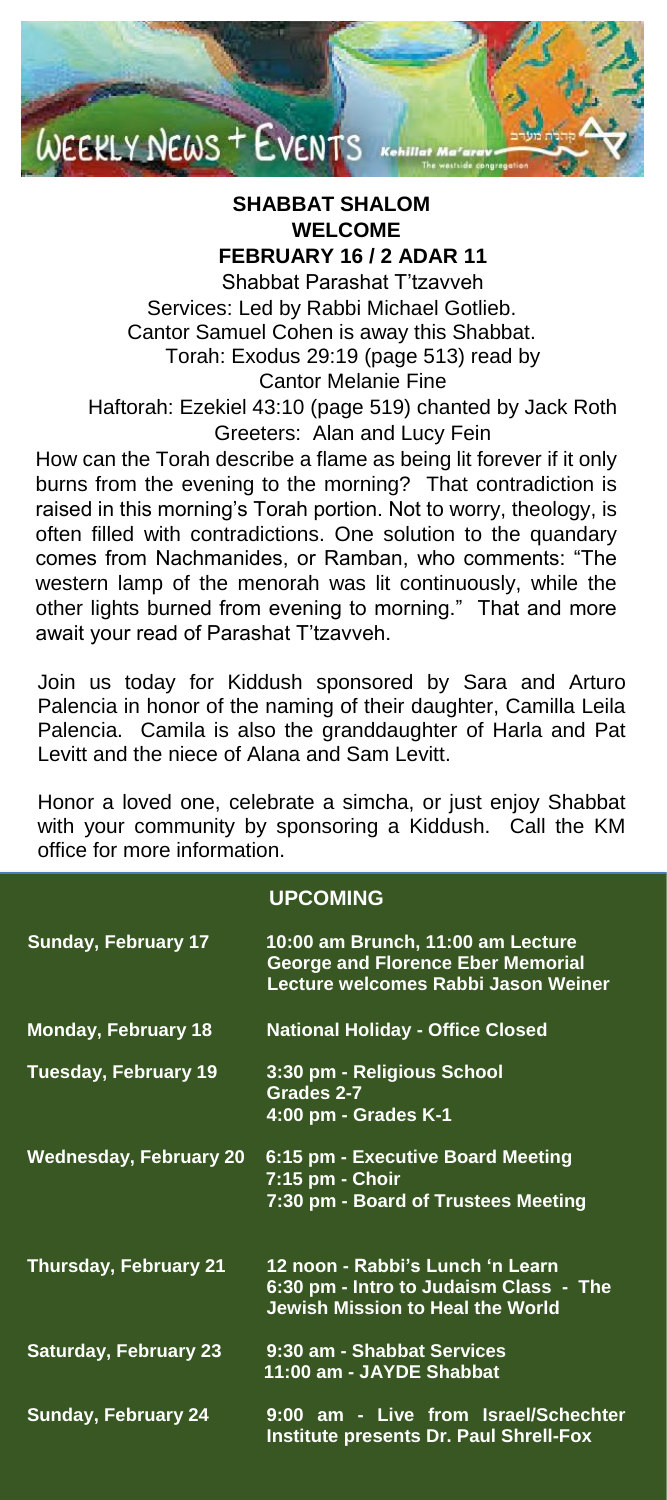# WEEKLY NEWS + EVENTS

Kehillat Ma'arav
The westside congregation

## SHABBAT SHALOM WELCOME

### FEBRUARY 16 / 2 ADAR 11

Shabbat Parashat T'tzavveh

Services: Led by Rabbi Michael Gotlieb.

Cantor Samuel Cohen is away this Shabbat.

Torah: Exodus 29:19 (page 513) read by Cantor Melanie Fine

Haftorah: Ezekiel 43:10 (page 519) chanted by Jack Roth

Greeters: Alan and Lucy Fein

How can the Torah describe a flame as being lit forever if it only burns from the evening to the morning? That contradiction is raised in this morning's Torah portion. Not to worry, theology, is often filled with contradictions. One solution to the quandary comes from Nachmanides, or Ramban, who comments: "The western lamp of the menorah was lit continuously, while the other lights burned from evening to morning." That and more await your read of Parashat T'tzavveh.

Join us today for Kiddush sponsored by Sara and Arturo Palencia in honor of the naming of their daughter, Camilla Leila Palencia. Camila is also the granddaughter of Harla and Pat Levitt and the niece of Alana and Sam Levitt.

Honor a loved one, celebrate a simcha, or just enjoy Shabbat with your community by sponsoring a Kiddush. Call the KM office for more information.

## UPCOMING

| | |
|---|---|
| **Sunday, February 17** | **10:00 am Brunch, 11:00 am Lecture George and Florence Eber Memorial Lecture welcomes Rabbi Jason Weiner** |
| **Monday, February 18** | **National Holiday - Office Closed** |
| **Tuesday, February 19** | **3:30 pm - Religious School Grades 2-7**<br>**4:00 pm - Grades K-1** |
| **Wednesday, February 20** | **6:15 pm - Executive Board Meeting**<br>**7:15 pm - Choir**<br>**7:30 pm - Board of Trustees Meeting** |
| **Thursday, February 21** | **12 noon - Rabbi's Lunch 'n Learn**<br>**6:30 pm - Intro to Judaism Class - The Jewish Mission to Heal the World** |
| **Saturday, February 23** | **9:30 am - Shabbat Services**<br>**11:00 am - JAYDE Shabbat** |
| **Sunday, February 24** | **9:00 am - Live from Israel/Schechter Institute presents Dr. Paul Shrell-Fox** |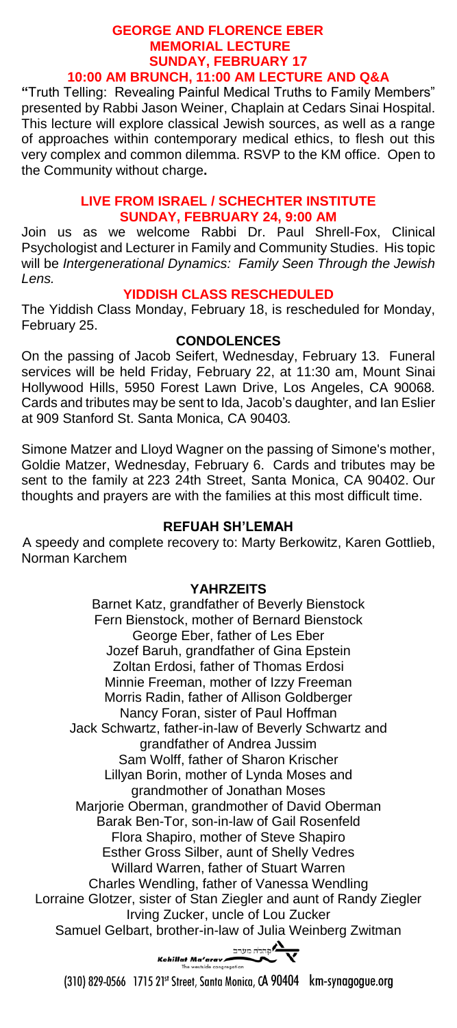## GEORGE AND FLORENCE EBER MEMORIAL LECTURE
## SUNDAY, FEBRUARY 17
## 10:00 AM BRUNCH, 11:00 AM LECTURE AND Q&A

**"**Truth Telling: Revealing Painful Medical Truths to Family Members" presented by Rabbi Jason Weiner, Chaplain at Cedars Sinai Hospital. This lecture will explore classical Jewish sources, as well as a range of approaches within contemporary medical ethics, to flesh out this very complex and common dilemma. RSVP to the KM office. Open to the Community without charge**.**

## LIVE FROM ISRAEL / SCHECHTER INSTITUTE
## SUNDAY, FEBRUARY 24, 9:00 AM

Join us as we welcome Rabbi Dr. Paul Shrell-Fox, Clinical Psychologist and Lecturer in Family and Community Studies. His topic will be *Intergenerational Dynamics: Family Seen Through the Jewish Lens.*

## YIDDISH CLASS RESCHEDULED

The Yiddish Class Monday, February 18, is rescheduled for Monday, February 25.

## CONDOLENCES

On the passing of Jacob Seifert, Wednesday, February 13. Funeral services will be held Friday, February 22, at 11:30 am, Mount Sinai Hollywood Hills, 5950 Forest Lawn Drive, Los Angeles, CA 90068*.* Cards and tributes may be sent to Ida, Jacob's daughter, and Ian Eslier at 909 Stanford St. Santa Monica, CA 90403*.*

Simone Matzer and Lloyd Wagner on the passing of Simone's mother, Goldie Matzer, Wednesday, February 6. Cards and tributes may be sent to the family at 223 24th Street, Santa Monica, CA 90402. Our thoughts and prayers are with the families at this most difficult time.

## REFUAH SH'LEMAH

A speedy and complete recovery to: Marty Berkowitz, Karen Gottlieb, Norman Karchem

## YAHRZEITS

Barnet Katz, grandfather of Beverly Bienstock
Fern Bienstock, mother of Bernard Bienstock
George Eber, father of Les Eber
Jozef Baruh, grandfather of Gina Epstein
Zoltan Erdosi, father of Thomas Erdosi
Minnie Freeman, mother of Izzy Freeman
Morris Radin, father of Allison Goldberger
Nancy Foran, sister of Paul Hoffman
Jack Schwartz, father-in-law of Beverly Schwartz and grandfather of Andrea Jussim
Sam Wolff, father of Sharon Krischer
Lillyan Borin, mother of Lynda Moses and grandmother of Jonathan Moses
Marjorie Oberman, grandmother of David Oberman
Barak Ben-Tor, son-in-law of Gail Rosenfeld
Flora Shapiro, mother of Steve Shapiro
Esther Gross Silber, aunt of Shelly Vedres
Willard Warren, father of Stuart Warren
Charles Wendling, father of Vanessa Wendling
Lorraine Glotzer, sister of Stan Ziegler and aunt of Randy Ziegler
Irving Zucker, uncle of Lou Zucker
Samuel Gelbart, brother-in-law of Julia Weinberg Zwitman

Kehillat Ma'arav קהלת מערב The westside congregation

(310) 829-0566 1715 21st Street, Santa Monica, CA 90404 km-synagogue.org